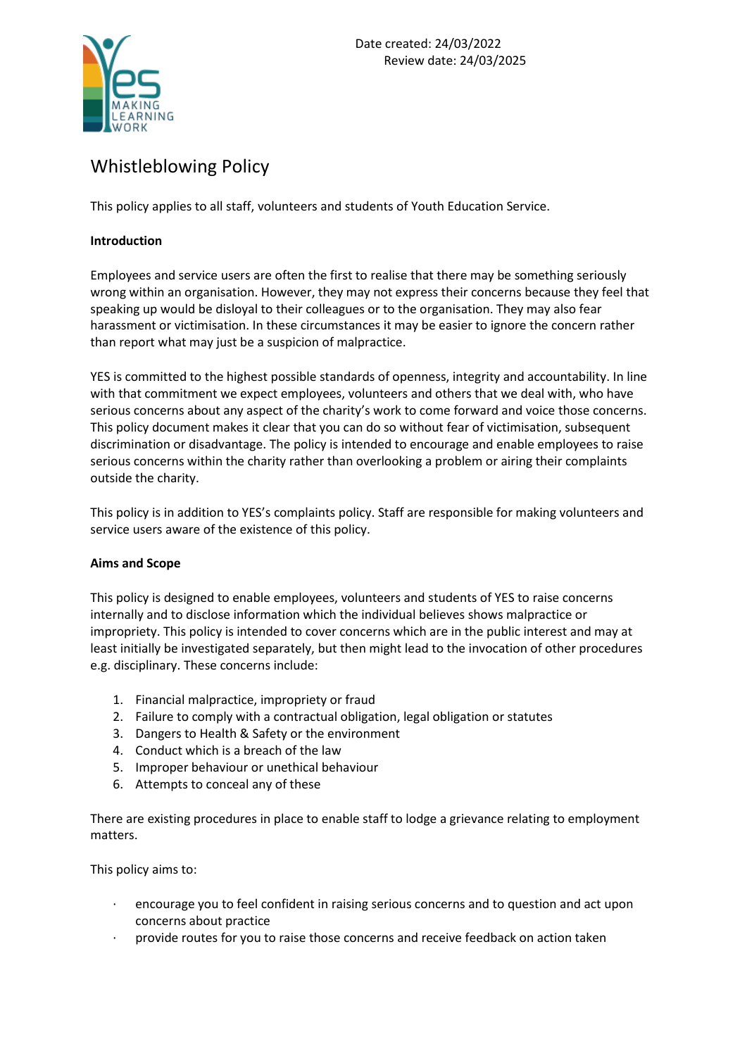Date created: 24/03/2022
Review date: 24/03/2025

# Whistleblowing Policy

This policy applies to all staff, volunteers and students of Youth Education Service.

**Introduction**

Employees and service users are often the first to realise that there may be something seriously wrong within an organisation. However, they may not express their concerns because they feel that speaking up would be disloyal to their colleagues or to the organisation. They may also fear harassment or victimisation. In these circumstances it may be easier to ignore the concern rather than report what may just be a suspicion of malpractice.

YES is committed to the highest possible standards of openness, integrity and accountability. In line with that commitment we expect employees, volunteers and others that we deal with, who have serious concerns about any aspect of the charity's work to come forward and voice those concerns. This policy document makes it clear that you can do so without fear of victimisation, subsequent discrimination or disadvantage. The policy is intended to encourage and enable employees to raise serious concerns within the charity rather than overlooking a problem or airing their complaints outside the charity.

This policy is in addition to YES's complaints policy. Staff are responsible for making volunteers and service users aware of the existence of this policy.

**Aims and Scope**

This policy is designed to enable employees, volunteers and students of YES to raise concerns internally and to disclose information which the individual believes shows malpractice or impropriety. This policy is intended to cover concerns which are in the public interest and may at least initially be investigated separately, but then might lead to the invocation of other procedures e.g. disciplinary. These concerns include:

1. Financial malpractice, impropriety or fraud
2. Failure to comply with a contractual obligation, legal obligation or statutes
3. Dangers to Health & Safety or the environment
4. Conduct which is a breach of the law
5. Improper behaviour or unethical behaviour
6. Attempts to conceal any of these

There are existing procedures in place to enable staff to lodge a grievance relating to employment matters.

This policy aims to:

- encourage you to feel confident in raising serious concerns and to question and act upon concerns about practice
- provide routes for you to raise those concerns and receive feedback on action taken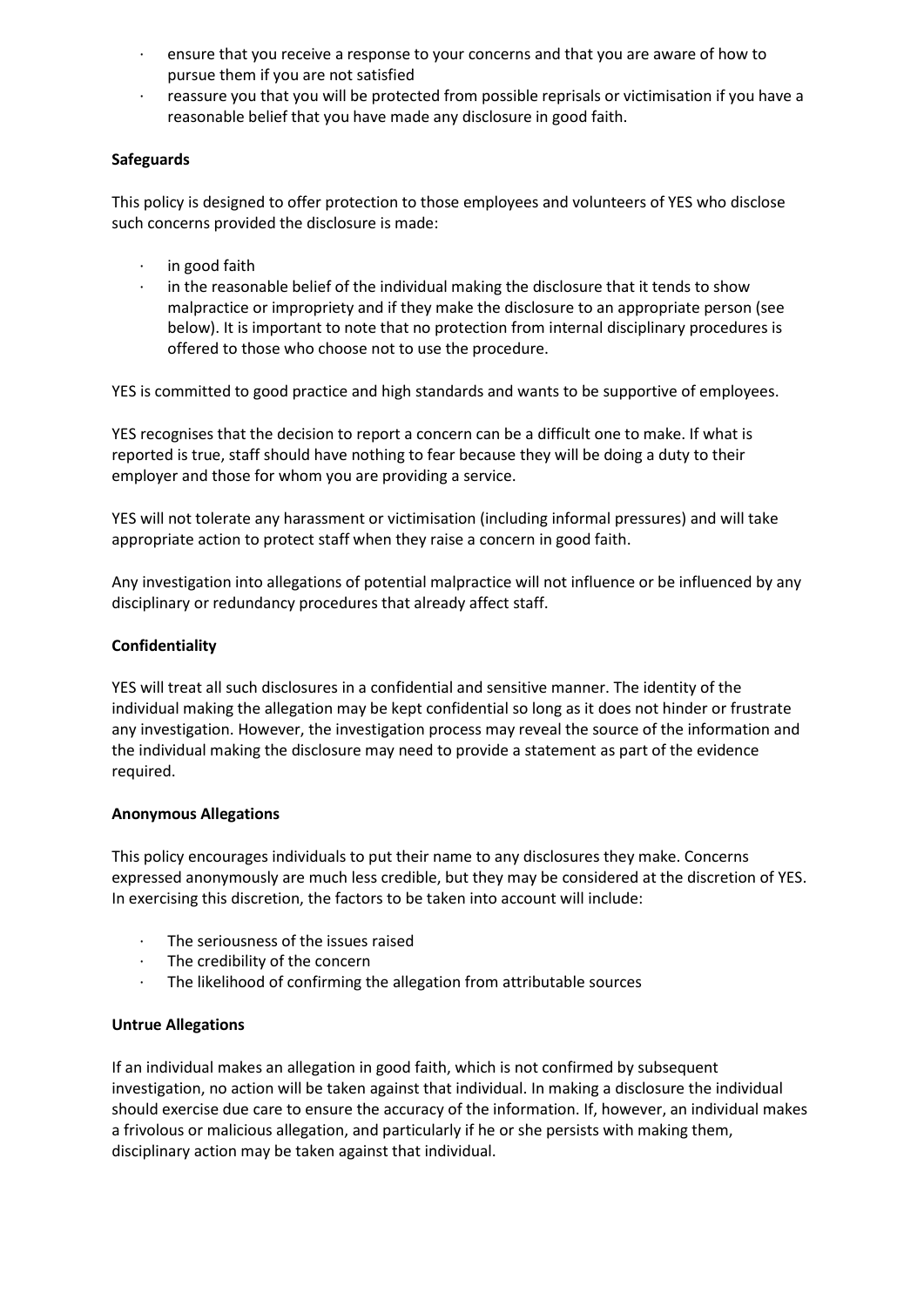- ensure that you receive a response to your concerns and that you are aware of how to pursue them if you are not satisfied
- reassure you that you will be protected from possible reprisals or victimisation if you have a reasonable belief that you have made any disclosure in good faith.

**Safeguards**

This policy is designed to offer protection to those employees and volunteers of YES who disclose such concerns provided the disclosure is made:

- in good faith
- in the reasonable belief of the individual making the disclosure that it tends to show malpractice or impropriety and if they make the disclosure to an appropriate person (see below). It is important to note that no protection from internal disciplinary procedures is offered to those who choose not to use the procedure.

YES is committed to good practice and high standards and wants to be supportive of employees.

YES recognises that the decision to report a concern can be a difficult one to make. If what is reported is true, staff should have nothing to fear because they will be doing a duty to their employer and those for whom you are providing a service.

YES will not tolerate any harassment or victimisation (including informal pressures) and will take appropriate action to protect staff when they raise a concern in good faith.

Any investigation into allegations of potential malpractice will not influence or be influenced by any disciplinary or redundancy procedures that already affect staff.

**Confidentiality**

YES will treat all such disclosures in a confidential and sensitive manner. The identity of the individual making the allegation may be kept confidential so long as it does not hinder or frustrate any investigation. However, the investigation process may reveal the source of the information and the individual making the disclosure may need to provide a statement as part of the evidence required.

**Anonymous Allegations**

This policy encourages individuals to put their name to any disclosures they make. Concerns expressed anonymously are much less credible, but they may be considered at the discretion of YES. In exercising this discretion, the factors to be taken into account will include:

- The seriousness of the issues raised
- The credibility of the concern
- The likelihood of confirming the allegation from attributable sources

**Untrue Allegations**

If an individual makes an allegation in good faith, which is not confirmed by subsequent investigation, no action will be taken against that individual. In making a disclosure the individual should exercise due care to ensure the accuracy of the information. If, however, an individual makes a frivolous or malicious allegation, and particularly if he or she persists with making them, disciplinary action may be taken against that individual.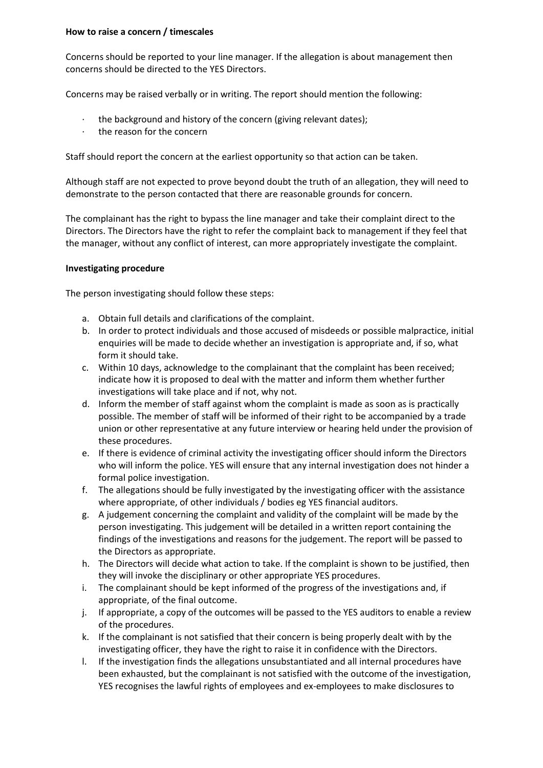**How to raise a concern / timescales**

Concerns should be reported to your line manager. If the allegation is about management then concerns should be directed to the YES Directors.

Concerns may be raised verbally or in writing. The report should mention the following:

- the background and history of the concern (giving relevant dates);
- the reason for the concern

Staff should report the concern at the earliest opportunity so that action can be taken.

Although staff are not expected to prove beyond doubt the truth of an allegation, they will need to demonstrate to the person contacted that there are reasonable grounds for concern.

The complainant has the right to bypass the line manager and take their complaint direct to the Directors. The Directors have the right to refer the complaint back to management if they feel that the manager, without any conflict of interest, can more appropriately investigate the complaint.

**Investigating procedure**

The person investigating should follow these steps:

a. Obtain full details and clarifications of the complaint.
b. In order to protect individuals and those accused of misdeeds or possible malpractice, initial enquiries will be made to decide whether an investigation is appropriate and, if so, what form it should take.
c. Within 10 days, acknowledge to the complainant that the complaint has been received; indicate how it is proposed to deal with the matter and inform them whether further investigations will take place and if not, why not.
d. Inform the member of staff against whom the complaint is made as soon as is practically possible. The member of staff will be informed of their right to be accompanied by a trade union or other representative at any future interview or hearing held under the provision of these procedures.
e. If there is evidence of criminal activity the investigating officer should inform the Directors who will inform the police. YES will ensure that any internal investigation does not hinder a formal police investigation.
f. The allegations should be fully investigated by the investigating officer with the assistance where appropriate, of other individuals / bodies eg YES financial auditors.
g. A judgement concerning the complaint and validity of the complaint will be made by the person investigating. This judgement will be detailed in a written report containing the findings of the investigations and reasons for the judgement. The report will be passed to the Directors as appropriate.
h. The Directors will decide what action to take. If the complaint is shown to be justified, then they will invoke the disciplinary or other appropriate YES procedures.
i. The complainant should be kept informed of the progress of the investigations and, if appropriate, of the final outcome.
j. If appropriate, a copy of the outcomes will be passed to the YES auditors to enable a review of the procedures.
k. If the complainant is not satisfied that their concern is being properly dealt with by the investigating officer, they have the right to raise it in confidence with the Directors.
l. If the investigation finds the allegations unsubstantiated and all internal procedures have been exhausted, but the complainant is not satisfied with the outcome of the investigation, YES recognises the lawful rights of employees and ex-employees to make disclosures to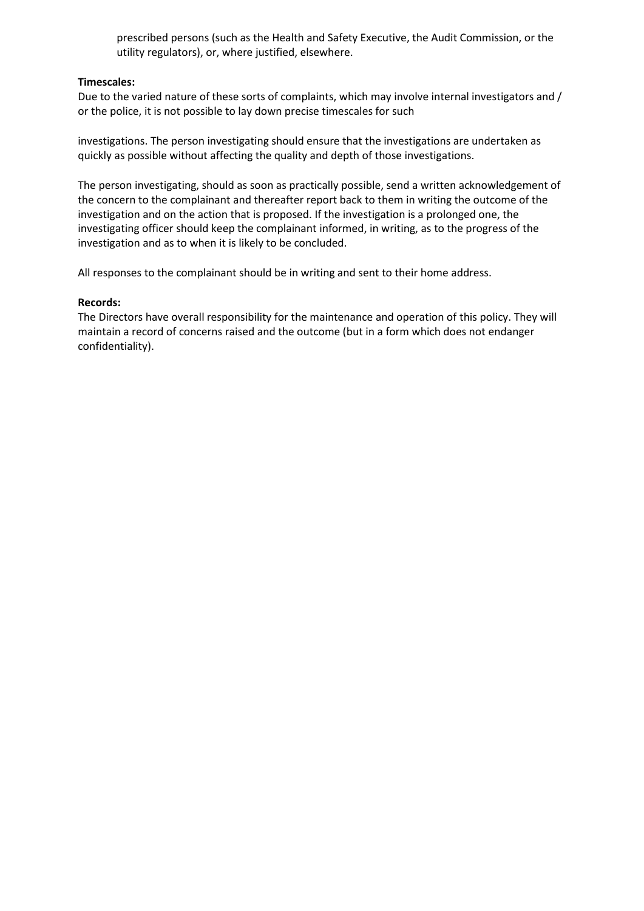prescribed persons (such as the Health and Safety Executive, the Audit Commission, or the utility regulators), or, where justified, elsewhere.

**Timescales:**
Due to the varied nature of these sorts of complaints, which may involve internal investigators and / or the police, it is not possible to lay down precise timescales for such

investigations. The person investigating should ensure that the investigations are undertaken as quickly as possible without affecting the quality and depth of those investigations.

The person investigating, should as soon as practically possible, send a written acknowledgement of the concern to the complainant and thereafter report back to them in writing the outcome of the investigation and on the action that is proposed. If the investigation is a prolonged one, the investigating officer should keep the complainant informed, in writing, as to the progress of the investigation and as to when it is likely to be concluded.

All responses to the complainant should be in writing and sent to their home address.

**Records:**
The Directors have overall responsibility for the maintenance and operation of this policy. They will maintain a record of concerns raised and the outcome (but in a form which does not endanger confidentiality).